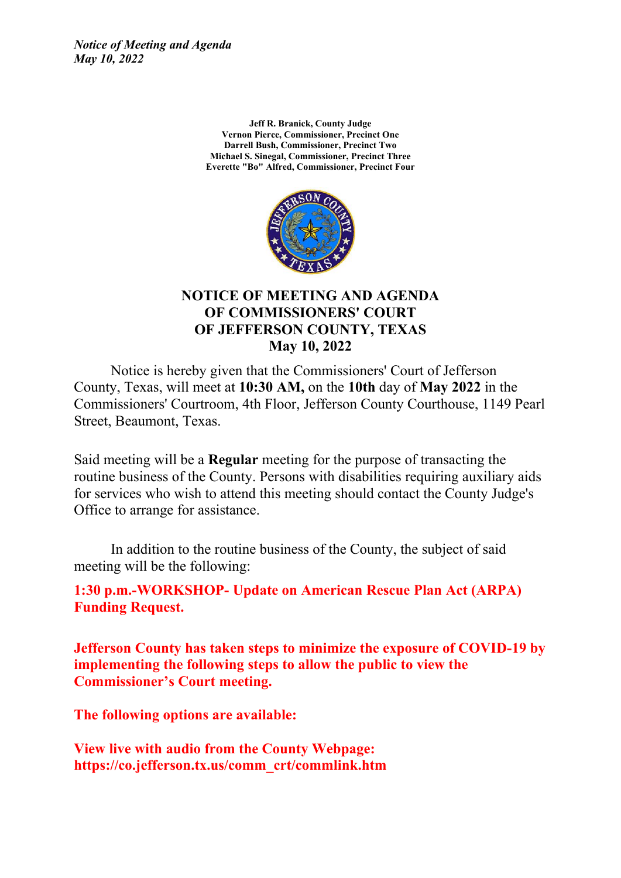*Notice of Meeting and Agenda*
*May 10, 2022*

**Jeff R. Branick, County Judge**
**Vernon Pierce, Commissioner, Precinct One**
**Darrell Bush, Commissioner, Precinct Two**
**Michael S. Sinegal, Commissioner, Precinct Three**
**Everette "Bo" Alfred, Commissioner, Precinct Four**

# NOTICE OF MEETING AND AGENDA OF COMMISSIONERS' COURT OF JEFFERSON COUNTY, TEXAS May 10, 2022

Notice is hereby given that the Commissioners' Court of Jefferson County, Texas, will meet at **10:30 AM,** on the **10th** day of **May 2022** in the Commissioners' Courtroom, 4th Floor, Jefferson County Courthouse, 1149 Pearl Street, Beaumont, Texas.

Said meeting will be a **Regular** meeting for the purpose of transacting the routine business of the County. Persons with disabilities requiring auxiliary aids for services who wish to attend this meeting should contact the County Judge's Office to arrange for assistance.

In addition to the routine business of the County, the subject of said meeting will be the following:

**1:30 p.m.-WORKSHOP- Update on American Rescue Plan Act (ARPA) Funding Request.**

**Jefferson County has taken steps to minimize the exposure of COVID-19 by implementing the following steps to allow the public to view the Commissioner's Court meeting.**

**The following options are available:**

**View live with audio from the County Webpage: https://co.jefferson.tx.us/comm_crt/commlink.htm**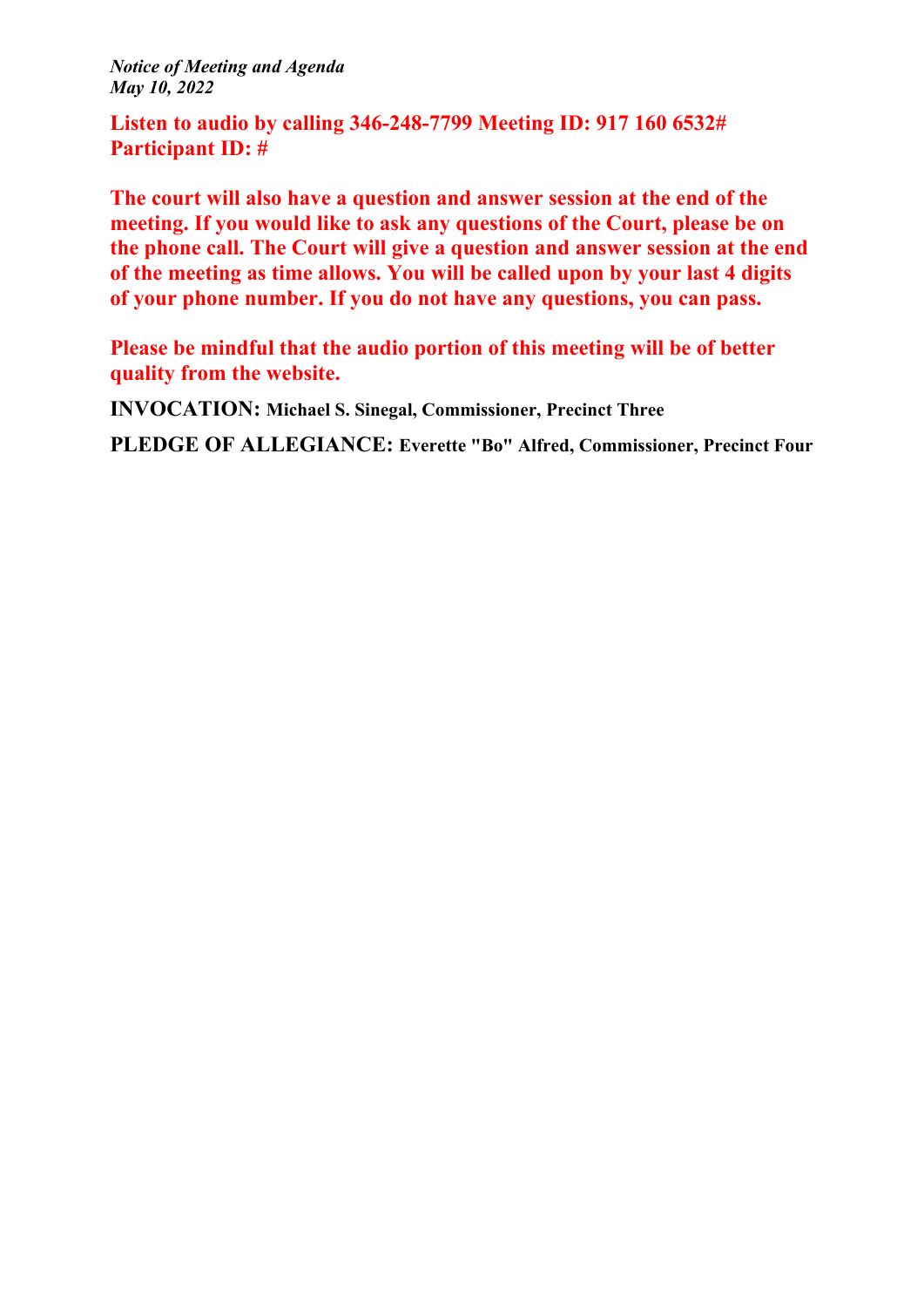**Listen to audio by calling 346-248-7799 Meeting ID: 917 160 6532# Participant ID: #**

**The court will also have a question and answer session at the end of the meeting. If you would like to ask any questions of the Court, please be on the phone call. The Court will give a question and answer session at the end of the meeting as time allows. You will be called upon by your last 4 digits of your phone number. If you do not have any questions, you can pass.**

**Please be mindful that the audio portion of this meeting will be of better quality from the website.**

**INVOCATION:** **Michael S. Sinegal, Commissioner, Precinct Three**

**PLEDGE OF ALLEGIANCE:** **Everette "Bo" Alfred, Commissioner, Precinct Four**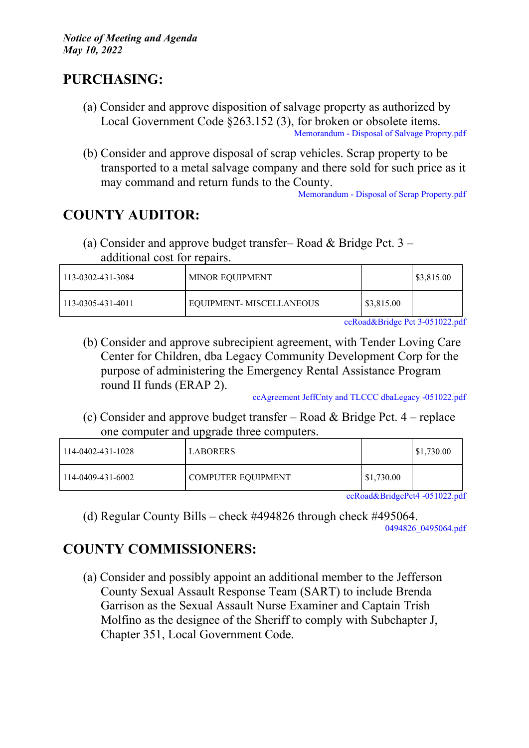## PURCHASING:

(a) Consider and approve disposition of salvage property as authorized by Local Government Code §263.152 (3), for broken or obsolete items.

Memorandum - Disposal of Salvage Proprty.pdf

(b) Consider and approve disposal of scrap vehicles. Scrap property to be transported to a metal salvage company and there sold for such price as it may command and return funds to the County.

Memorandum - Disposal of Scrap Property.pdf

## COUNTY AUDITOR:

(a) Consider and approve budget transfer– Road & Bridge Pct. 3 – additional cost for repairs.

| | | | |
|---|---|---|---|
| 113-0302-431-3084 | MINOR EQUIPMENT | | $3,815.00 |
| 113-0305-431-4011 | EQUIPMENT- MISCELLANEOUS | $3,815.00 | |

ccRoad&Bridge Pct 3-051022.pdf

(b) Consider and approve subrecipient agreement, with Tender Loving Care Center for Children, dba Legacy Community Development Corp for the purpose of administering the Emergency Rental Assistance Program round II funds (ERAP 2).

ccAgreement JeffCnty and TLCCC dbaLegacy -051022.pdf

(c) Consider and approve budget transfer – Road & Bridge Pct. 4 – replace one computer and upgrade three computers.

| | | | |
|---|---|---|---|
| 114-0402-431-1028 | LABORERS | | $1,730.00 |
| 114-0409-431-6002 | COMPUTER EQUIPMENT | $1,730.00 | |

ccRoad&BridgePct4 -051022.pdf

(d) Regular County Bills – check #494826 through check #495064.

0494826_0495064.pdf

## COUNTY COMMISSIONERS:

(a) Consider and possibly appoint an additional member to the Jefferson County Sexual Assault Response Team (SART) to include Brenda Garrison as the Sexual Assault Nurse Examiner and Captain Trish Molfino as the designee of the Sheriff to comply with Subchapter J, Chapter 351, Local Government Code.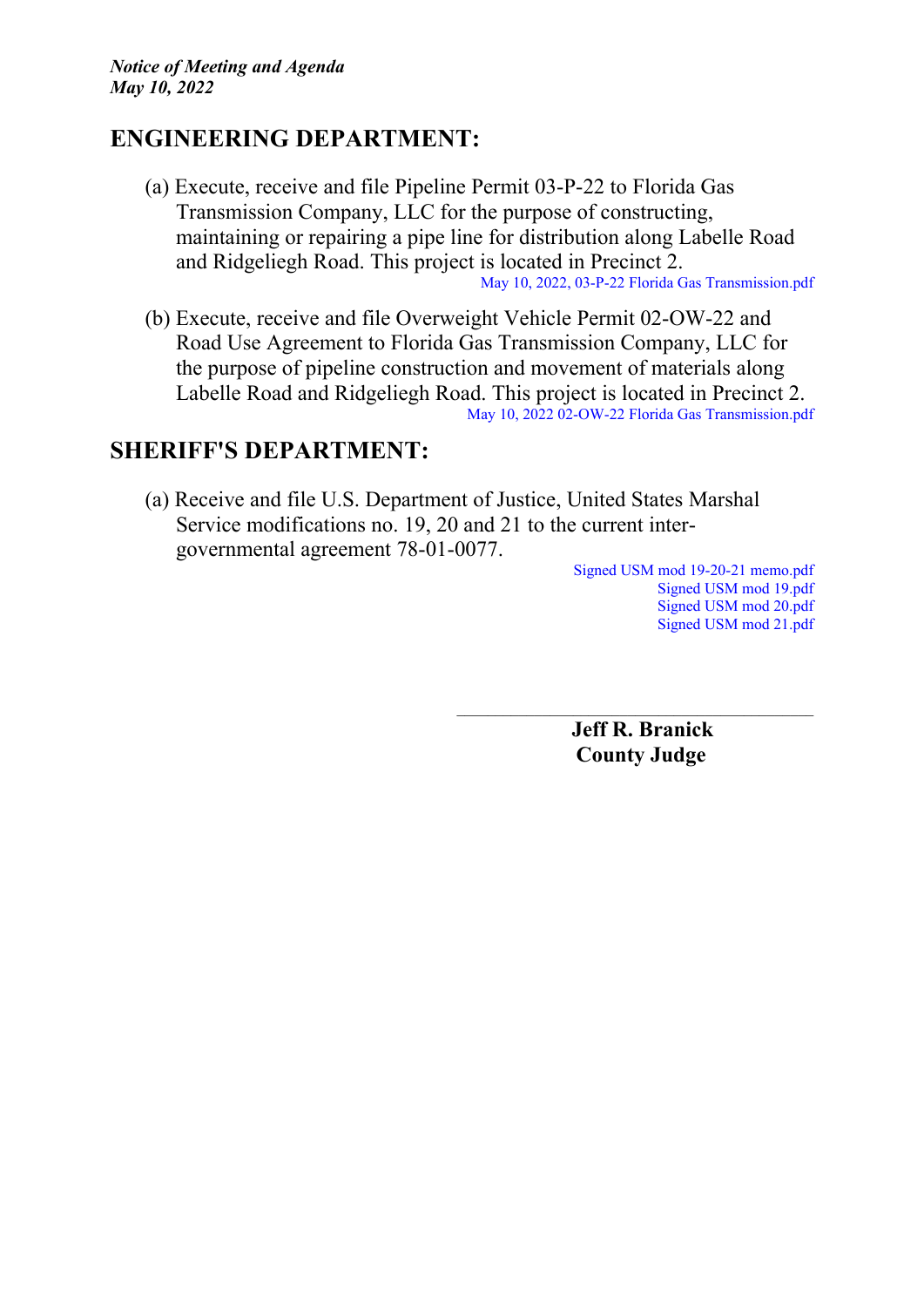## ENGINEERING DEPARTMENT:

(a) Execute, receive and file Pipeline Permit 03-P-22 to Florida Gas Transmission Company, LLC for the purpose of constructing, maintaining or repairing a pipe line for distribution along Labelle Road and Ridgeliegh Road. This project is located in Precinct 2.

May 10, 2022, 03-P-22 Florida Gas Transmission.pdf

(b) Execute, receive and file Overweight Vehicle Permit 02-OW-22 and Road Use Agreement to Florida Gas Transmission Company, LLC for the purpose of pipeline construction and movement of materials along Labelle Road and Ridgeliegh Road. This project is located in Precinct 2.

May 10, 2022 02-OW-22 Florida Gas Transmission.pdf

## SHERIFF'S DEPARTMENT:

(a) Receive and file U.S. Department of Justice, United States Marshal Service modifications no. 19, 20 and 21 to the current inter-governmental agreement 78-01-0077.

Signed USM mod 19-20-21 memo.pdf
Signed USM mod 19.pdf
Signed USM mod 20.pdf
Signed USM mod 21.pdf

\_\_\_\_\_\_\_\_\_\_\_\_\_\_\_\_\_\_\_\_\_\_\_\_\_\_\_\_\_\_\_\_\_\_\_\_

**Jeff R. Branick**
**County Judge**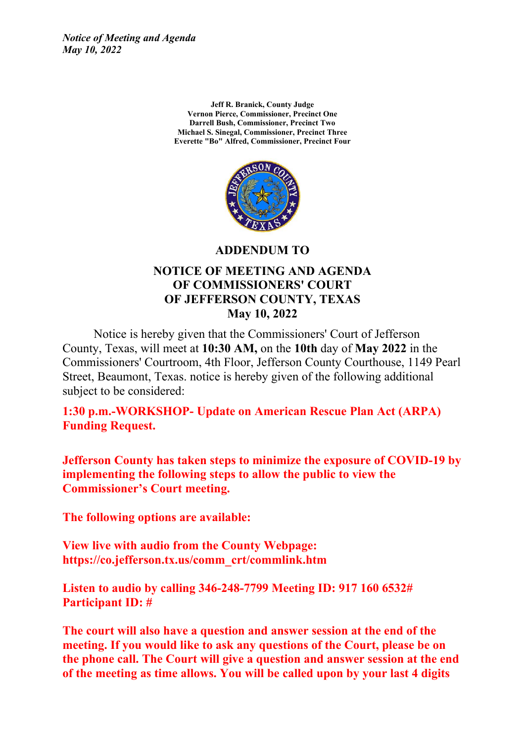*Notice of Meeting and Agenda*
*May 10, 2022*

**Jeff R. Branick, County Judge**
**Vernon Pierce, Commissioner, Precinct One**
**Darrell Bush, Commissioner, Precinct Two**
**Michael S. Sinegal, Commissioner, Precinct Three**
**Everette "Bo" Alfred, Commissioner, Precinct Four**

# ADDENDUM TO

## NOTICE OF MEETING AND AGENDA OF COMMISSIONERS' COURT OF JEFFERSON COUNTY, TEXAS May 10, 2022

Notice is hereby given that the Commissioners' Court of Jefferson County, Texas, will meet at **10:30 AM,** on the **10th** day of **May 2022** in the Commissioners' Courtroom, 4th Floor, Jefferson County Courthouse, 1149 Pearl Street, Beaumont, Texas. notice is hereby given of the following additional subject to be considered:

**1:30 p.m.-WORKSHOP- Update on American Rescue Plan Act (ARPA) Funding Request.**

**Jefferson County has taken steps to minimize the exposure of COVID-19 by implementing the following steps to allow the public to view the Commissioner's Court meeting.**

**The following options are available:**

**View live with audio from the County Webpage: https://co.jefferson.tx.us/comm_crt/commlink.htm**

**Listen to audio by calling 346-248-7799 Meeting ID: 917 160 6532# Participant ID: #**

**The court will also have a question and answer session at the end of the meeting. If you would like to ask any questions of the Court, please be on the phone call. The Court will give a question and answer session at the end of the meeting as time allows. You will be called upon by your last 4 digits**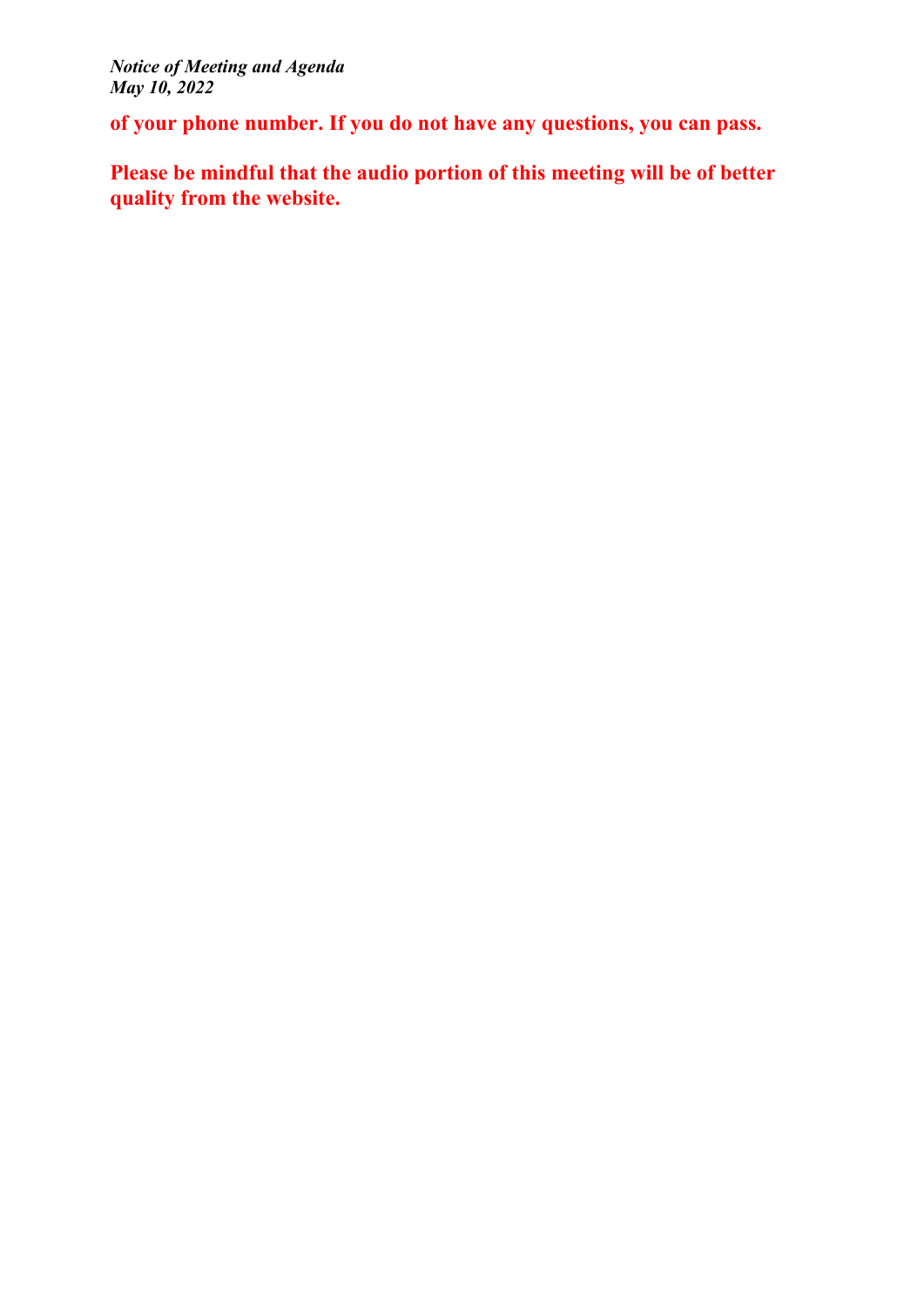**of your phone number. If you do not have any questions, you can pass.**

**Please be mindful that the audio portion of this meeting will be of better quality from the website.**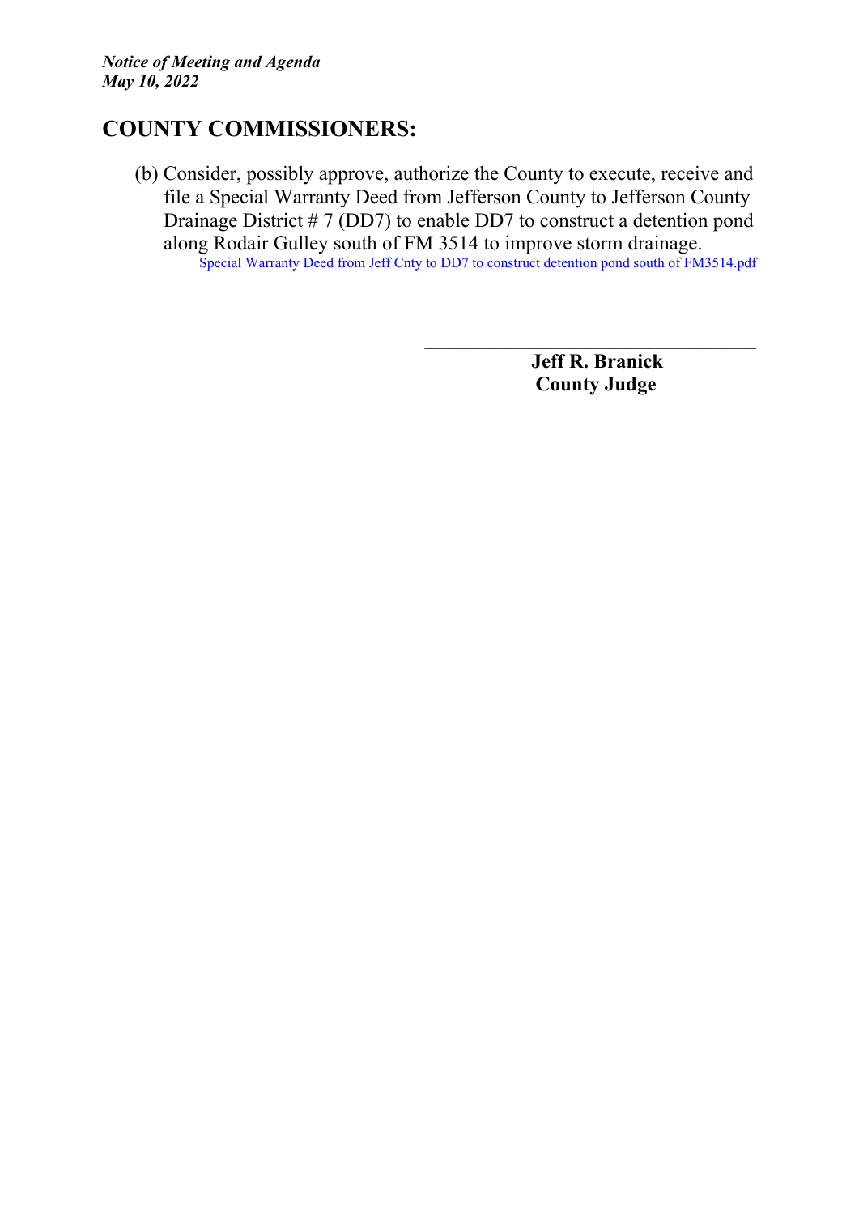## COUNTY COMMISSIONERS:

(b) Consider, possibly approve, authorize the County to execute, receive and file a Special Warranty Deed from Jefferson County to Jefferson County Drainage District # 7 (DD7) to enable DD7 to construct a detention pond along Rodair Gulley south of FM 3514 to improve storm drainage.
Special Warranty Deed from Jeff Cnty to DD7 to construct detention pond south of FM3514.pdf

\_\_\_\_\_\_\_\_\_\_\_\_\_\_\_\_\_\_\_\_\_\_\_\_\_\_\_\_\_\_\_\_\_\_\_\_\_\_

**Jeff R. Branick**
**County Judge**